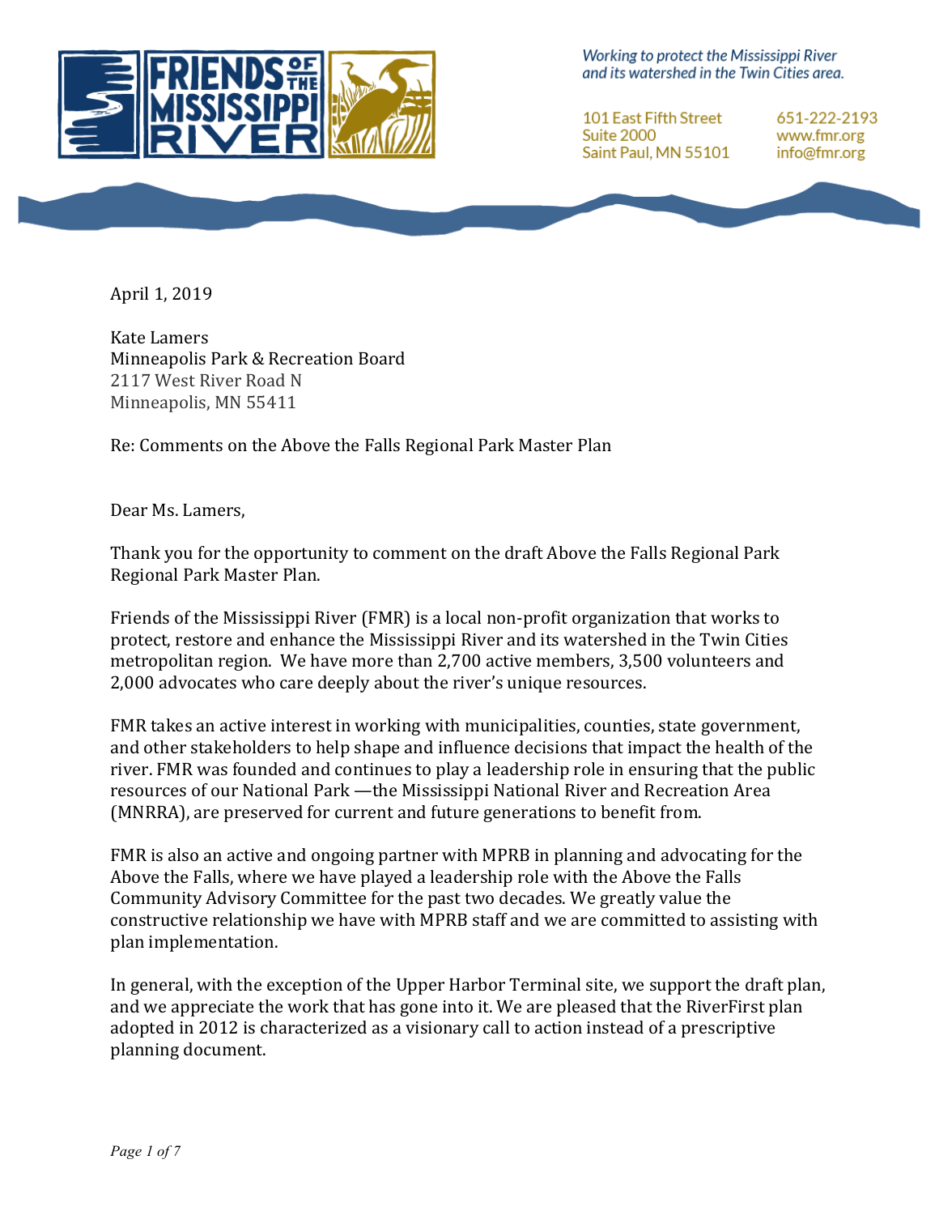**FRIENDS OF THE MISSISSIPPI RIVER**

*Working to protect the Mississippi River and its watershed in the Twin Cities area.*

101 East Fifth Street
Suite 2000
Saint Paul, MN 55101

651-222-2193
www.fmr.org
info@fmr.org

April 1, 2019

Kate Lamers
Minneapolis Park & Recreation Board
2117 West River Road N
Minneapolis, MN 55411

Re: Comments on the Above the Falls Regional Park Master Plan

Dear Ms. Lamers,

Thank you for the opportunity to comment on the draft Above the Falls Regional Park Regional Park Master Plan.

Friends of the Mississippi River (FMR) is a local non-profit organization that works to protect, restore and enhance the Mississippi River and its watershed in the Twin Cities metropolitan region. We have more than 2,700 active members, 3,500 volunteers and 2,000 advocates who care deeply about the river's unique resources.

FMR takes an active interest in working with municipalities, counties, state government, and other stakeholders to help shape and influence decisions that impact the health of the river. FMR was founded and continues to play a leadership role in ensuring that the public resources of our National Park —the Mississippi National River and Recreation Area (MNRRA), are preserved for current and future generations to benefit from.

FMR is also an active and ongoing partner with MPRB in planning and advocating for the Above the Falls, where we have played a leadership role with the Above the Falls Community Advisory Committee for the past two decades. We greatly value the constructive relationship we have with MPRB staff and we are committed to assisting with plan implementation.

In general, with the exception of the Upper Harbor Terminal site, we support the draft plan, and we appreciate the work that has gone into it. We are pleased that the RiverFirst plan adopted in 2012 is characterized as a visionary call to action instead of a prescriptive planning document.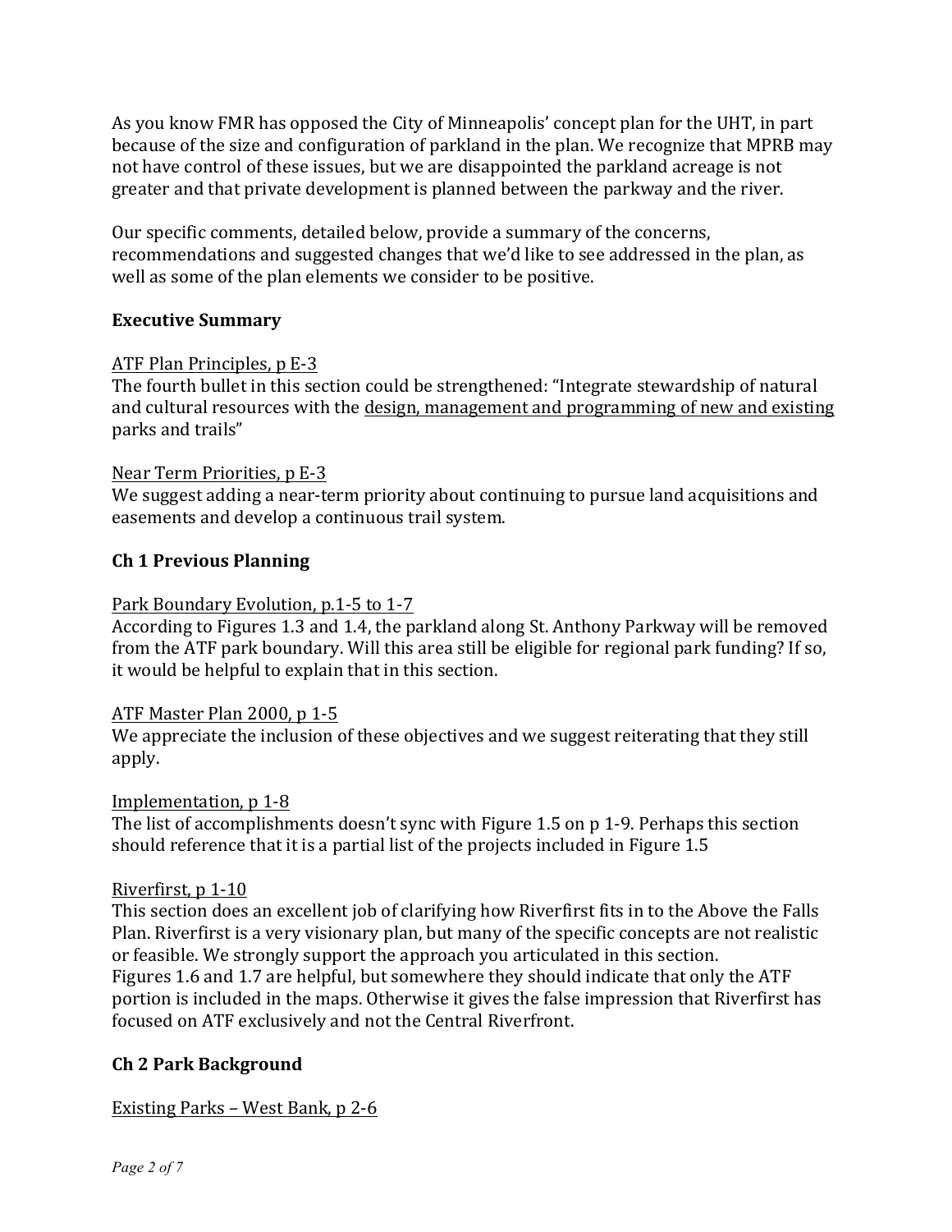As you know FMR has opposed the City of Minneapolis' concept plan for the UHT, in part because of the size and configuration of parkland in the plan. We recognize that MPRB may not have control of these issues, but we are disappointed the parkland acreage is not greater and that private development is planned between the parkway and the river.

Our specific comments, detailed below, provide a summary of the concerns, recommendations and suggested changes that we'd like to see addressed in the plan, as well as some of the plan elements we consider to be positive.

## Executive Summary

<u>ATF Plan Principles, p E-3</u>

The fourth bullet in this section could be strengthened: "Integrate stewardship of natural and cultural resources with the <u>design, management and programming of new and existing</u> parks and trails"

<u>Near Term Priorities, p E-3</u>

We suggest adding a near-term priority about continuing to pursue land acquisitions and easements and develop a continuous trail system.

## Ch 1 Previous Planning

<u>Park Boundary Evolution, p.1-5 to 1-7</u>

According to Figures 1.3 and 1.4, the parkland along St. Anthony Parkway will be removed from the ATF park boundary. Will this area still be eligible for regional park funding? If so, it would be helpful to explain that in this section.

<u>ATF Master Plan 2000, p 1-5</u>

We appreciate the inclusion of these objectives and we suggest reiterating that they still apply.

<u>Implementation, p 1-8</u>

The list of accomplishments doesn't sync with Figure 1.5 on p 1-9. Perhaps this section should reference that it is a partial list of the projects included in Figure 1.5

<u>Riverfirst, p 1-10</u>

This section does an excellent job of clarifying how Riverfirst fits in to the Above the Falls Plan. Riverfirst is a very visionary plan, but many of the specific concepts are not realistic or feasible. We strongly support the approach you articulated in this section.

Figures 1.6 and 1.7 are helpful, but somewhere they should indicate that only the ATF portion is included in the maps. Otherwise it gives the false impression that Riverfirst has focused on ATF exclusively and not the Central Riverfront.

## Ch 2 Park Background

<u>Existing Parks – West Bank, p 2-6</u>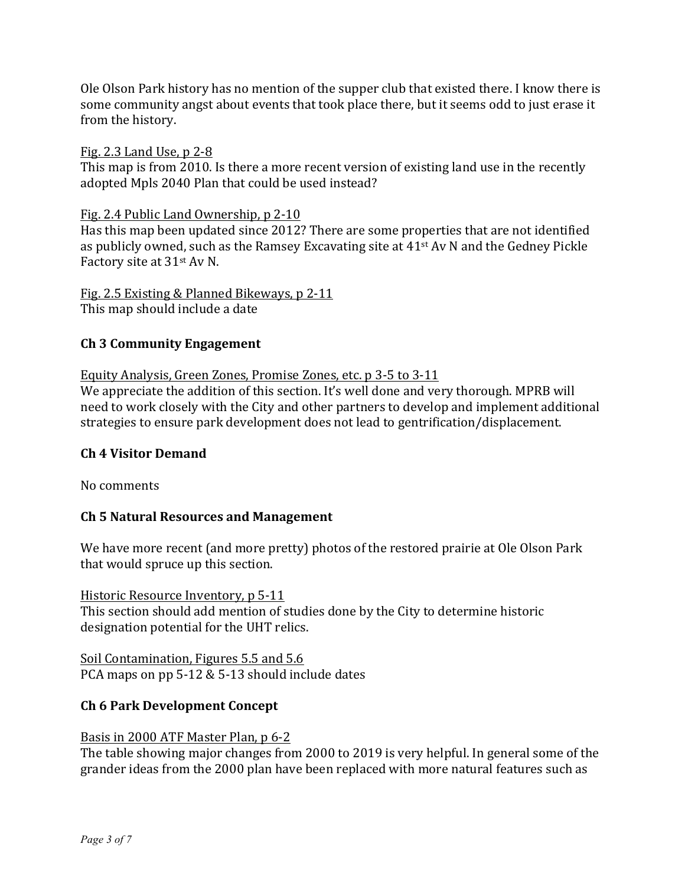Ole Olson Park history has no mention of the supper club that existed there. I know there is some community angst about events that took place there, but it seems odd to just erase it from the history.

<u>Fig. 2.3 Land Use, p 2-8</u>
This map is from 2010. Is there a more recent version of existing land use in the recently adopted Mpls 2040 Plan that could be used instead?

<u>Fig. 2.4 Public Land Ownership, p 2-10</u>
Has this map been updated since 2012? There are some properties that are not identified as publicly owned, such as the Ramsey Excavating site at 41st Av N and the Gedney Pickle Factory site at 31st Av N.

<u>Fig. 2.5 Existing & Planned Bikeways, p 2-11</u>
This map should include a date

**Ch 3 Community Engagement**

<u>Equity Analysis, Green Zones, Promise Zones, etc. p 3-5 to 3-11</u>
We appreciate the addition of this section. It's well done and very thorough. MPRB will need to work closely with the City and other partners to develop and implement additional strategies to ensure park development does not lead to gentrification/displacement.

**Ch 4 Visitor Demand**

No comments

**Ch 5 Natural Resources and Management**

We have more recent (and more pretty) photos of the restored prairie at Ole Olson Park that would spruce up this section.

<u>Historic Resource Inventory, p 5-11</u>
This section should add mention of studies done by the City to determine historic designation potential for the UHT relics.

<u>Soil Contamination, Figures 5.5 and 5.6</u>
PCA maps on pp 5-12 & 5-13 should include dates

**Ch 6 Park Development Concept**

<u>Basis in 2000 ATF Master Plan, p 6-2</u>
The table showing major changes from 2000 to 2019 is very helpful. In general some of the grander ideas from the 2000 plan have been replaced with more natural features such as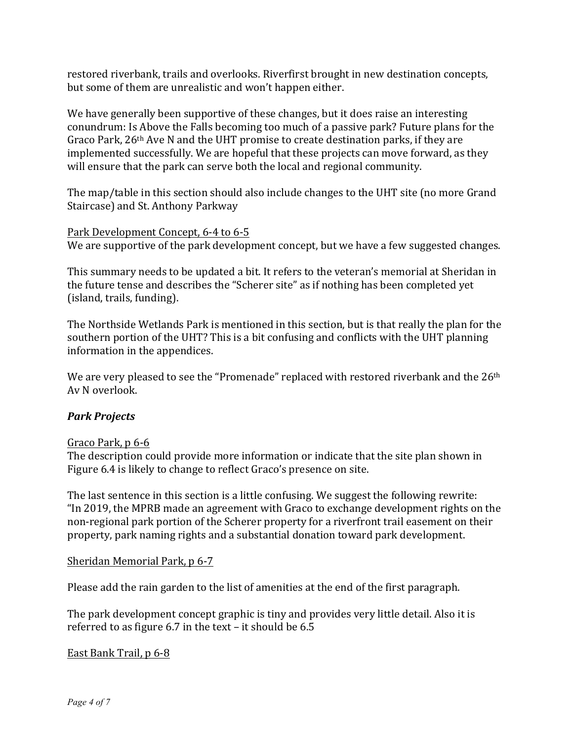restored riverbank, trails and overlooks. Riverfirst brought in new destination concepts, but some of them are unrealistic and won't happen either.

We have generally been supportive of these changes, but it does raise an interesting conundrum: Is Above the Falls becoming too much of a passive park? Future plans for the Graco Park, 26th Ave N and the UHT promise to create destination parks, if they are implemented successfully. We are hopeful that these projects can move forward, as they will ensure that the park can serve both the local and regional community.

The map/table in this section should also include changes to the UHT site (no more Grand Staircase) and St. Anthony Parkway

<u>Park Development Concept, 6-4 to 6-5</u>
We are supportive of the park development concept, but we have a few suggested changes.

This summary needs to be updated a bit. It refers to the veteran's memorial at Sheridan in the future tense and describes the "Scherer site" as if nothing has been completed yet (island, trails, funding).

The Northside Wetlands Park is mentioned in this section, but is that really the plan for the southern portion of the UHT? This is a bit confusing and conflicts with the UHT planning information in the appendices.

We are very pleased to see the "Promenade" replaced with restored riverbank and the 26th Av N overlook.

### *Park Projects*

<u>Graco Park, p 6-6</u>
The description could provide more information or indicate that the site plan shown in Figure 6.4 is likely to change to reflect Graco's presence on site.

The last sentence in this section is a little confusing. We suggest the following rewrite: "In 2019, the MPRB made an agreement with Graco to exchange development rights on the non-regional park portion of the Scherer property for a riverfront trail easement on their property, park naming rights and a substantial donation toward park development.

<u>Sheridan Memorial Park, p 6-7</u>

Please add the rain garden to the list of amenities at the end of the first paragraph.

The park development concept graphic is tiny and provides very little detail. Also it is referred to as figure 6.7 in the text – it should be 6.5

<u>East Bank Trail, p 6-8</u>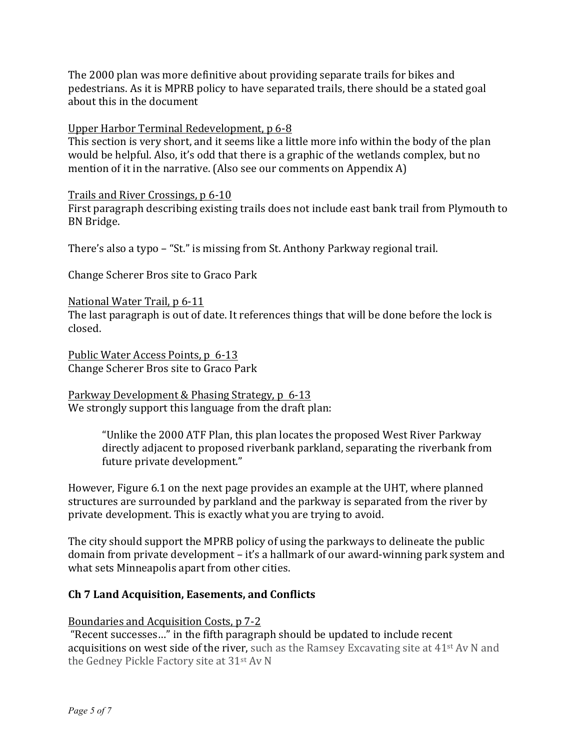The 2000 plan was more definitive about providing separate trails for bikes and pedestrians. As it is MPRB policy to have separated trails, there should be a stated goal about this in the document

<u>Upper Harbor Terminal Redevelopment, p 6-8</u>
This section is very short, and it seems like a little more info within the body of the plan would be helpful. Also, it's odd that there is a graphic of the wetlands complex, but no mention of it in the narrative. (Also see our comments on Appendix A)

<u>Trails and River Crossings, p 6-10</u>
First paragraph describing existing trails does not include east bank trail from Plymouth to BN Bridge.

There's also a typo – "St." is missing from St. Anthony Parkway regional trail.

Change Scherer Bros site to Graco Park

<u>National Water Trail, p 6-11</u>
The last paragraph is out of date. It references things that will be done before the lock is closed.

<u>Public Water Access Points, p 6-13</u>
Change Scherer Bros site to Graco Park

<u>Parkway Development & Phasing Strategy, p 6-13</u>
We strongly support this language from the draft plan:

> "Unlike the 2000 ATF Plan, this plan locates the proposed West River Parkway directly adjacent to proposed riverbank parkland, separating the riverbank from future private development."

However, Figure 6.1 on the next page provides an example at the UHT, where planned structures are surrounded by parkland and the parkway is separated from the river by private development. This is exactly what you are trying to avoid.

The city should support the MPRB policy of using the parkways to delineate the public domain from private development – it's a hallmark of our award-winning park system and what sets Minneapolis apart from other cities.

## Ch 7 Land Acquisition, Easements, and Conflicts

<u>Boundaries and Acquisition Costs, p 7-2</u>
"Recent successes…" in the fifth paragraph should be updated to include recent acquisitions on west side of the river, such as the Ramsey Excavating site at 41st Av N and the Gedney Pickle Factory site at 31st Av N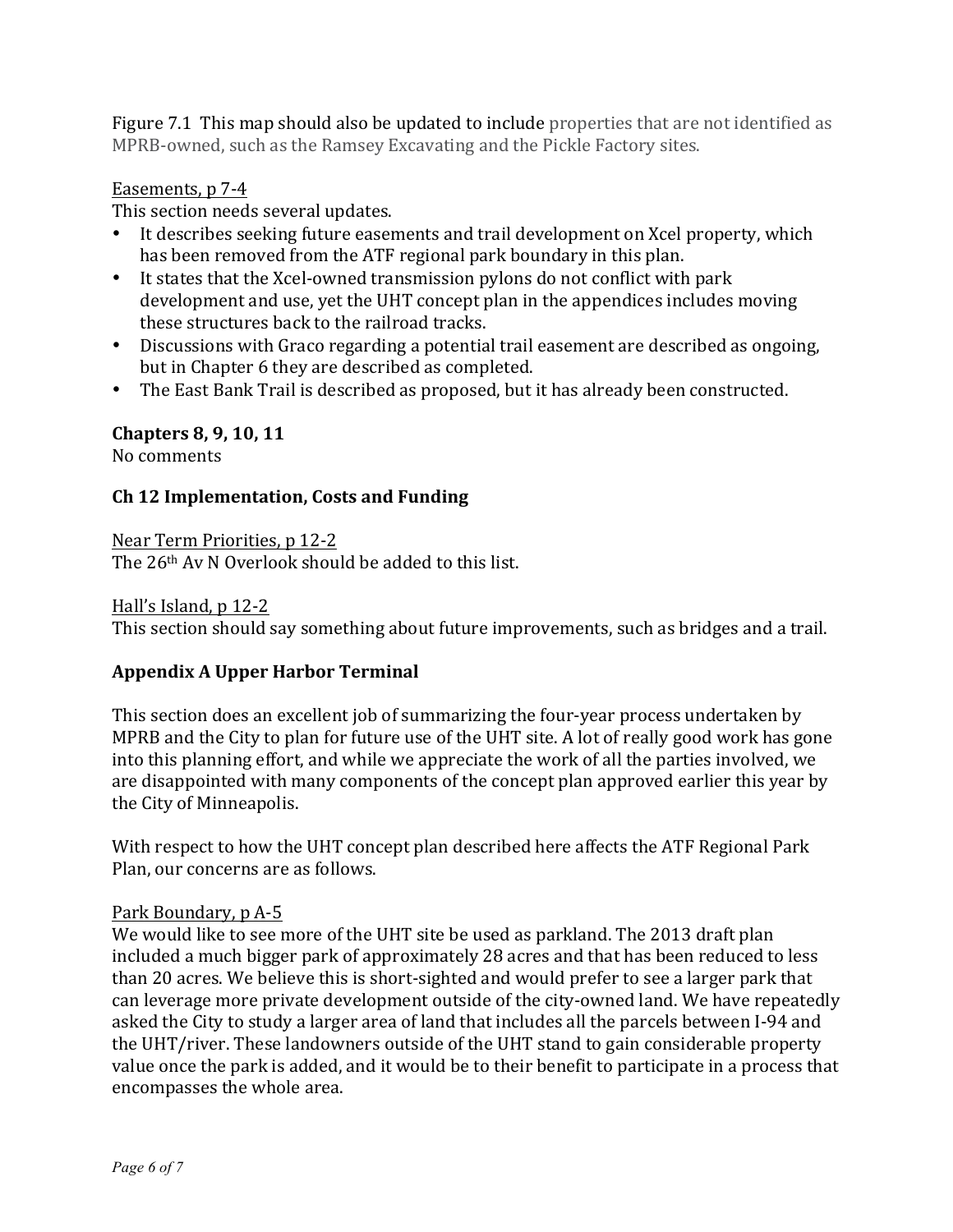Figure 7.1 This map should also be updated to include properties that are not identified as MPRB-owned, such as the Ramsey Excavating and the Pickle Factory sites.

Easements, p 7-4

This section needs several updates.

- It describes seeking future easements and trail development on Xcel property, which has been removed from the ATF regional park boundary in this plan.
- It states that the Xcel-owned transmission pylons do not conflict with park development and use, yet the UHT concept plan in the appendices includes moving these structures back to the railroad tracks.
- Discussions with Graco regarding a potential trail easement are described as ongoing, but in Chapter 6 they are described as completed.
- The East Bank Trail is described as proposed, but it has already been constructed.

**Chapters 8, 9, 10, 11**

No comments

**Ch 12 Implementation, Costs and Funding**

Near Term Priorities, p 12-2

The 26th Av N Overlook should be added to this list.

Hall's Island, p 12-2

This section should say something about future improvements, such as bridges and a trail.

**Appendix A Upper Harbor Terminal**

This section does an excellent job of summarizing the four-year process undertaken by MPRB and the City to plan for future use of the UHT site. A lot of really good work has gone into this planning effort, and while we appreciate the work of all the parties involved, we are disappointed with many components of the concept plan approved earlier this year by the City of Minneapolis.

With respect to how the UHT concept plan described here affects the ATF Regional Park Plan, our concerns are as follows.

Park Boundary, p A-5

We would like to see more of the UHT site be used as parkland. The 2013 draft plan included a much bigger park of approximately 28 acres and that has been reduced to less than 20 acres. We believe this is short-sighted and would prefer to see a larger park that can leverage more private development outside of the city-owned land. We have repeatedly asked the City to study a larger area of land that includes all the parcels between I-94 and the UHT/river. These landowners outside of the UHT stand to gain considerable property value once the park is added, and it would be to their benefit to participate in a process that encompasses the whole area.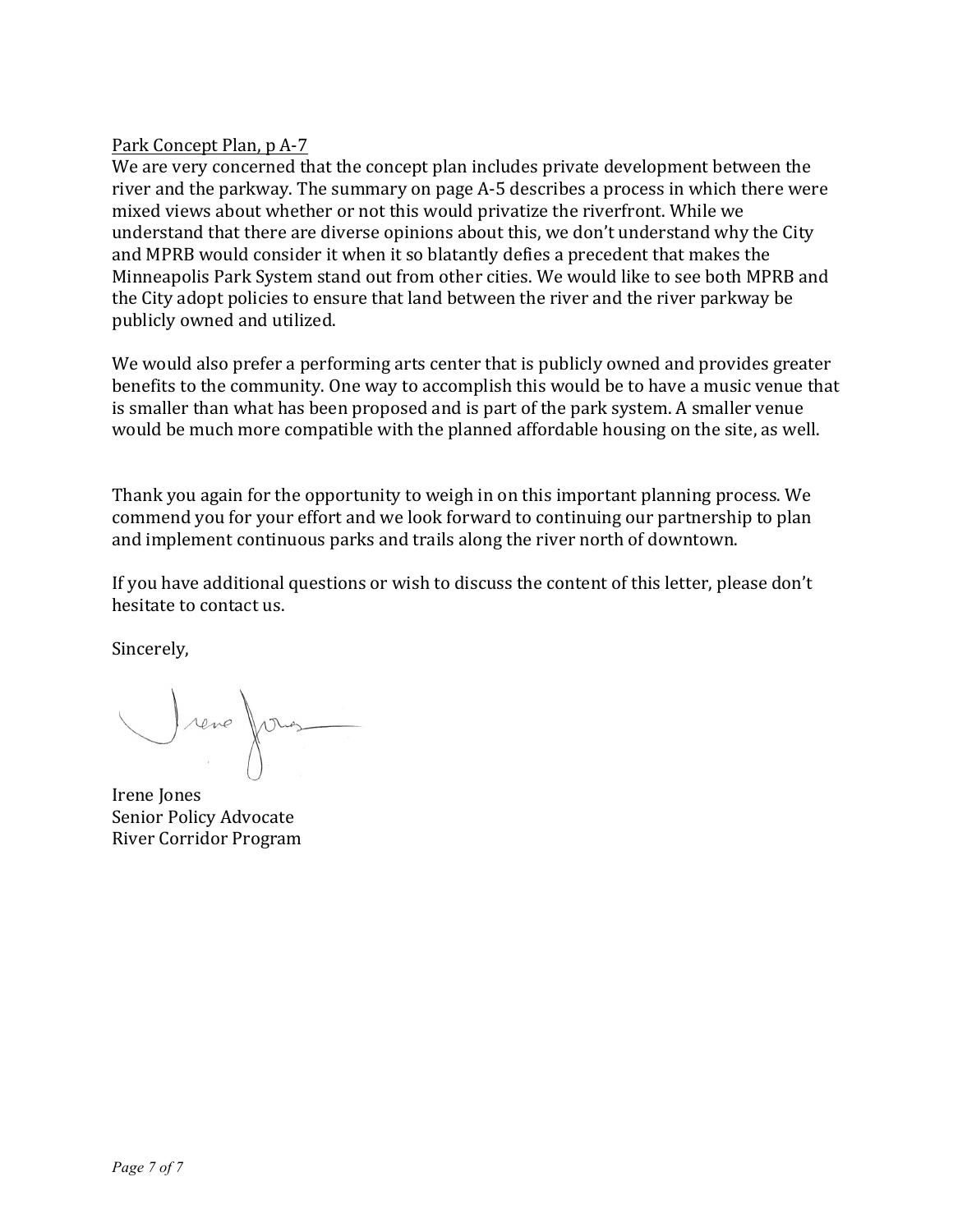<u>Park Concept Plan, p A-7</u>

We are very concerned that the concept plan includes private development between the river and the parkway. The summary on page A-5 describes a process in which there were mixed views about whether or not this would privatize the riverfront. While we understand that there are diverse opinions about this, we don't understand why the City and MPRB would consider it when it so blatantly defies a precedent that makes the Minneapolis Park System stand out from other cities. We would like to see both MPRB and the City adopt policies to ensure that land between the river and the river parkway be publicly owned and utilized.

We would also prefer a performing arts center that is publicly owned and provides greater benefits to the community. One way to accomplish this would be to have a music venue that is smaller than what has been proposed and is part of the park system. A smaller venue would be much more compatible with the planned affordable housing on the site, as well.

Thank you again for the opportunity to weigh in on this important planning process. We commend you for your effort and we look forward to continuing our partnership to plan and implement continuous parks and trails along the river north of downtown.

If you have additional questions or wish to discuss the content of this letter, please don't hesitate to contact us.

Sincerely,

Irene Jones
Senior Policy Advocate
River Corridor Program